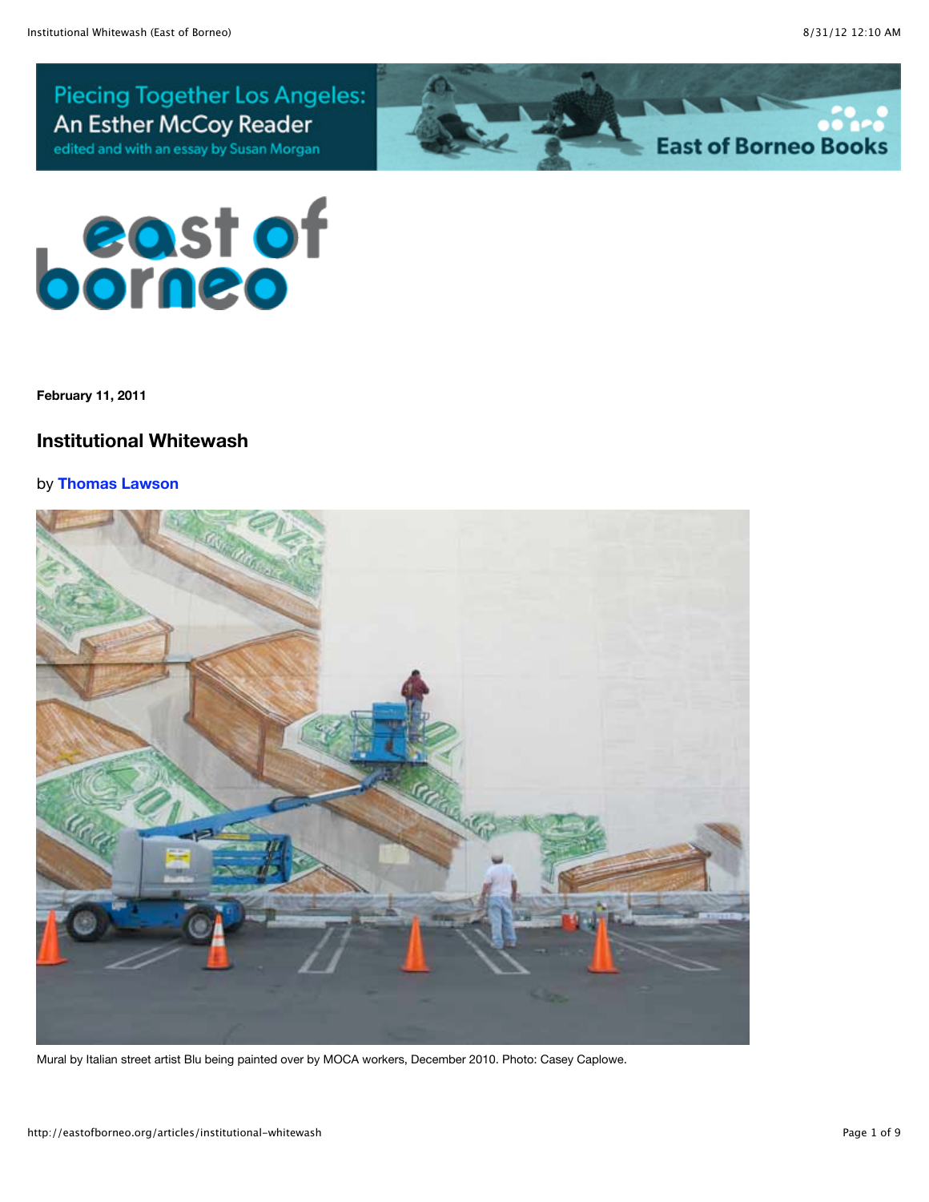Piecing Together Los Angeles: An Esther McCoy Reader
edited and with an essay by Susan Morgan

East of Borneo Books

east of borneo

**February 11, 2011**

## Institutional Whitewash

by **Thomas Lawson**

Mural by Italian street artist Blu being painted over by MOCA workers, December 2010. Photo: Casey Caplowe.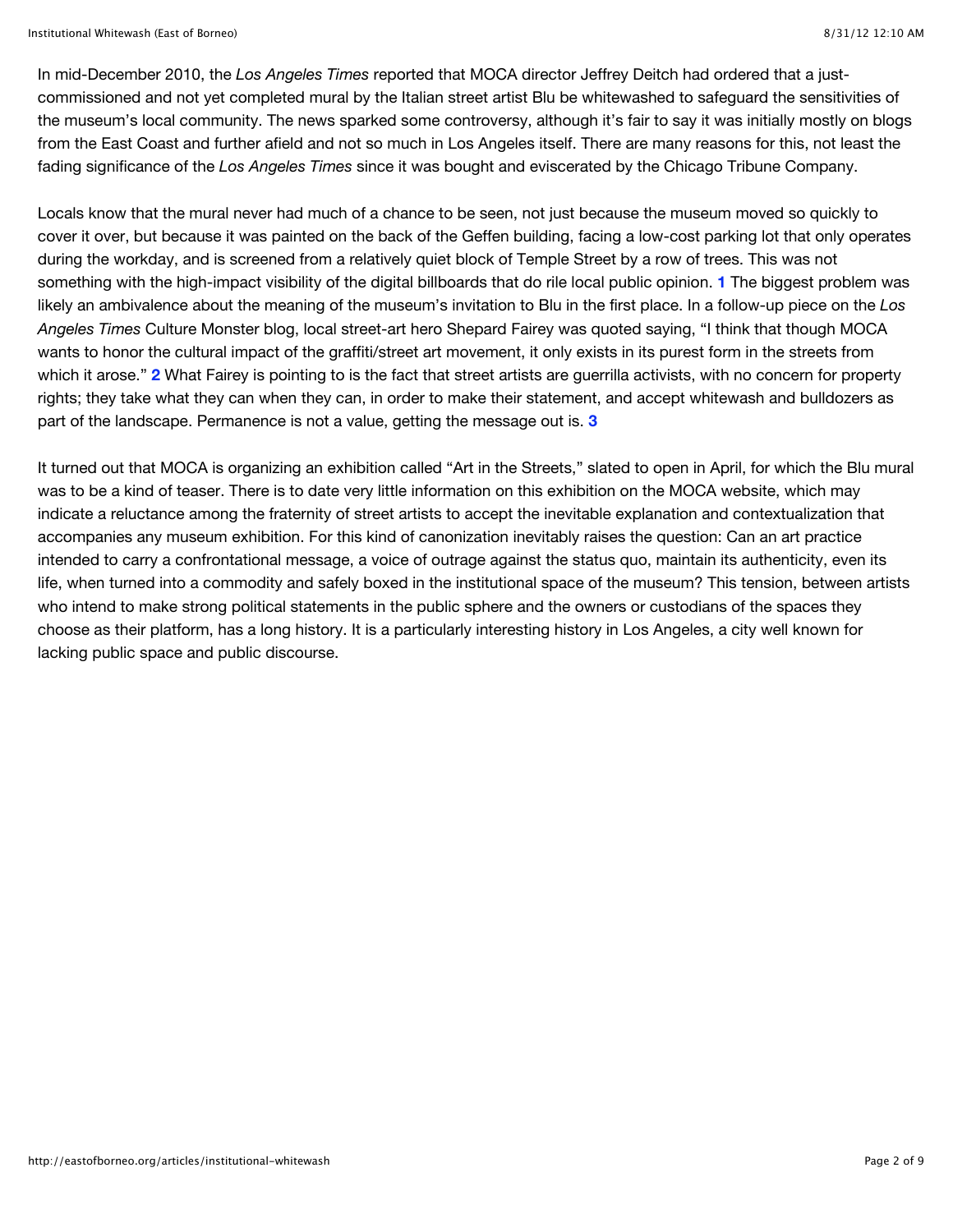In mid-December 2010, the *Los Angeles Times* reported that MOCA director Jeffrey Deitch had ordered that a just-commissioned and not yet completed mural by the Italian street artist Blu be whitewashed to safeguard the sensitivities of the museum's local community. The news sparked some controversy, although it's fair to say it was initially mostly on blogs from the East Coast and further afield and not so much in Los Angeles itself. There are many reasons for this, not least the fading significance of the *Los Angeles Times* since it was bought and eviscerated by the Chicago Tribune Company.

Locals know that the mural never had much of a chance to be seen, not just because the museum moved so quickly to cover it over, but because it was painted on the back of the Geffen building, facing a low-cost parking lot that only operates during the workday, and is screened from a relatively quiet block of Temple Street by a row of trees. This was not something with the high-impact visibility of the digital billboards that do rile local public opinion. [1] The biggest problem was likely an ambivalence about the meaning of the museum's invitation to Blu in the first place. In a follow-up piece on the *Los Angeles Times* Culture Monster blog, local street-art hero Shepard Fairey was quoted saying, "I think that though MOCA wants to honor the cultural impact of the graffiti/street art movement, it only exists in its purest form in the streets from which it arose." [2] What Fairey is pointing to is the fact that street artists are guerrilla activists, with no concern for property rights; they take what they can when they can, in order to make their statement, and accept whitewash and bulldozers as part of the landscape. Permanence is not a value, getting the message out is. [3]

It turned out that MOCA is organizing an exhibition called "Art in the Streets," slated to open in April, for which the Blu mural was to be a kind of teaser. There is to date very little information on this exhibition on the MOCA website, which may indicate a reluctance among the fraternity of street artists to accept the inevitable explanation and contextualization that accompanies any museum exhibition. For this kind of canonization inevitably raises the question: Can an art practice intended to carry a confrontational message, a voice of outrage against the status quo, maintain its authenticity, even its life, when turned into a commodity and safely boxed in the institutional space of the museum? This tension, between artists who intend to make strong political statements in the public sphere and the owners or custodians of the spaces they choose as their platform, has a long history. It is a particularly interesting history in Los Angeles, a city well known for lacking public space and public discourse.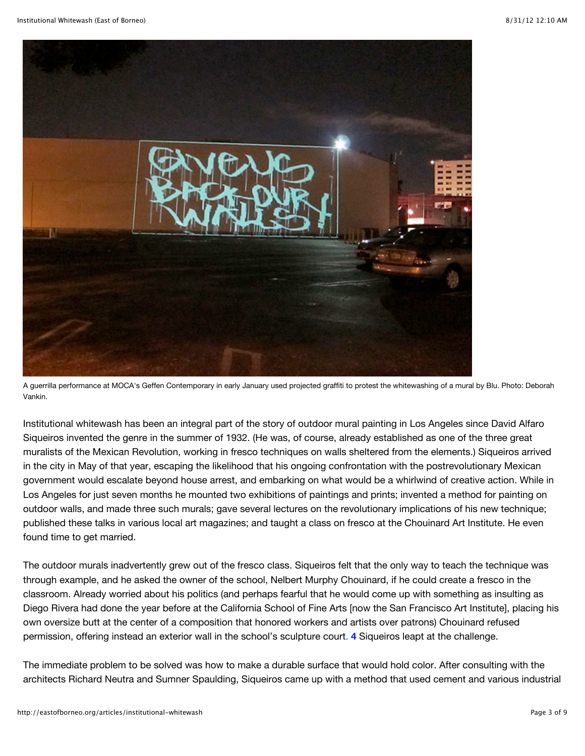A guerrilla performance at MOCA's Geffen Contemporary in early January used projected graffiti to protest the whitewashing of a mural by Blu. Photo: Deborah Vankin.

Institutional whitewash has been an integral part of the story of outdoor mural painting in Los Angeles since David Alfaro Siqueiros invented the genre in the summer of 1932. (He was, of course, already established as one of the three great muralists of the Mexican Revolution, working in fresco techniques on walls sheltered from the elements.) Siqueiros arrived in the city in May of that year, escaping the likelihood that his ongoing confrontation with the postrevolutionary Mexican government would escalate beyond house arrest, and embarking on what would be a whirlwind of creative action. While in Los Angeles for just seven months he mounted two exhibitions of paintings and prints; invented a method for painting on outdoor walls, and made three such murals; gave several lectures on the revolutionary implications of his new technique; published these talks in various local art magazines; and taught a class on fresco at the Chouinard Art Institute. He even found time to get married.

The outdoor murals inadvertently grew out of the fresco class. Siqueiros felt that the only way to teach the technique was through example, and he asked the owner of the school, Nelbert Murphy Chouinard, if he could create a fresco in the classroom. Already worried about his politics (and perhaps fearful that he would come up with something as insulting as Diego Rivera had done the year before at the California School of Fine Arts [now the San Francisco Art Institute], placing his own oversize butt at the center of a composition that honored workers and artists over patrons) Chouinard refused permission, offering instead an exterior wall in the school's sculpture court. **4** Siqueiros leapt at the challenge.

The immediate problem to be solved was how to make a durable surface that would hold color. After consulting with the architects Richard Neutra and Sumner Spaulding, Siqueiros came up with a method that used cement and various industrial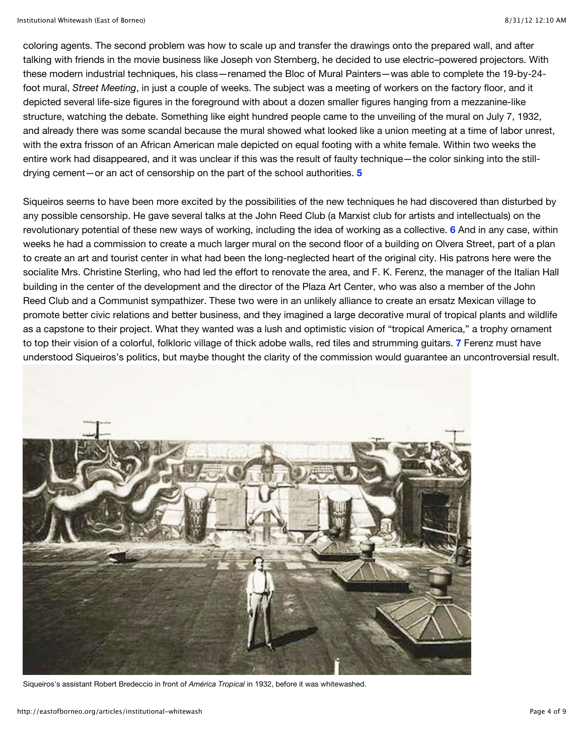coloring agents. The second problem was how to scale up and transfer the drawings onto the prepared wall, and after talking with friends in the movie business like Joseph von Sternberg, he decided to use electric–powered projectors. With these modern industrial techniques, his class—renamed the Bloc of Mural Painters—was able to complete the 19-by-24-foot mural, *Street Meeting*, in just a couple of weeks. The subject was a meeting of workers on the factory floor, and it depicted several life-size figures in the foreground with about a dozen smaller figures hanging from a mezzanine-like structure, watching the debate. Something like eight hundred people came to the unveiling of the mural on July 7, 1932, and already there was some scandal because the mural showed what looked like a union meeting at a time of labor unrest, with the extra frisson of an African American male depicted on equal footing with a white female. Within two weeks the entire work had disappeared, and it was unclear if this was the result of faulty technique—the color sinking into the still-drying cement—or an act of censorship on the part of the school authorities. **5**

Siqueiros seems to have been more excited by the possibilities of the new techniques he had discovered than disturbed by any possible censorship. He gave several talks at the John Reed Club (a Marxist club for artists and intellectuals) on the revolutionary potential of these new ways of working, including the idea of working as a collective. **6** And in any case, within weeks he had a commission to create a much larger mural on the second floor of a building on Olvera Street, part of a plan to create an art and tourist center in what had been the long-neglected heart of the original city. His patrons here were the socialite Mrs. Christine Sterling, who had led the effort to renovate the area, and F. K. Ferenz, the manager of the Italian Hall building in the center of the development and the director of the Plaza Art Center, who was also a member of the John Reed Club and a Communist sympathizer. These two were in an unlikely alliance to create an ersatz Mexican village to promote better civic relations and better business, and they imagined a large decorative mural of tropical plants and wildlife as a capstone to their project. What they wanted was a lush and optimistic vision of "tropical America," a trophy ornament to top their vision of a colorful, folkloric village of thick adobe walls, red tiles and strumming guitars. **7** Ferenz must have understood Siqueiros's politics, but maybe thought the clarity of the commission would guarantee an uncontroversial result.

Siqueiros's assistant Robert Bredeccio in front of *América Tropical* in 1932, before it was whitewashed.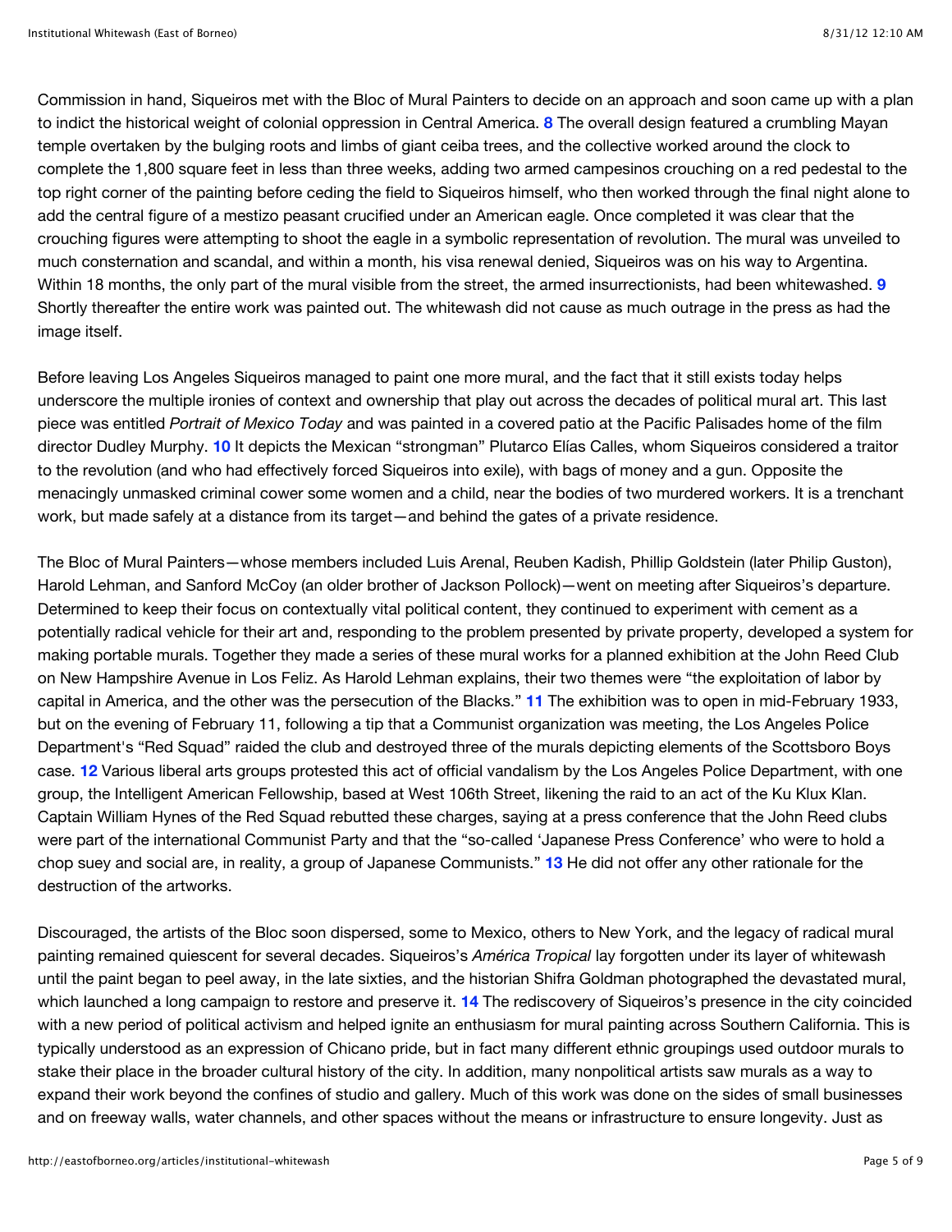Commission in hand, Siqueiros met with the Bloc of Mural Painters to decide on an approach and soon came up with a plan to indict the historical weight of colonial oppression in Central America. [8] The overall design featured a crumbling Mayan temple overtaken by the bulging roots and limbs of giant ceiba trees, and the collective worked around the clock to complete the 1,800 square feet in less than three weeks, adding two armed campesinos crouching on a red pedestal to the top right corner of the painting before ceding the field to Siqueiros himself, who then worked through the final night alone to add the central figure of a mestizo peasant crucified under an American eagle. Once completed it was clear that the crouching figures were attempting to shoot the eagle in a symbolic representation of revolution. The mural was unveiled to much consternation and scandal, and within a month, his visa renewal denied, Siqueiros was on his way to Argentina. Within 18 months, the only part of the mural visible from the street, the armed insurrectionists, had been whitewashed. [9] Shortly thereafter the entire work was painted out. The whitewash did not cause as much outrage in the press as had the image itself.

Before leaving Los Angeles Siqueiros managed to paint one more mural, and the fact that it still exists today helps underscore the multiple ironies of context and ownership that play out across the decades of political mural art. This last piece was entitled *Portrait of Mexico Today* and was painted in a covered patio at the Pacific Palisades home of the film director Dudley Murphy. [10] It depicts the Mexican "strongman" Plutarco Elías Calles, whom Siqueiros considered a traitor to the revolution (and who had effectively forced Siqueiros into exile), with bags of money and a gun. Opposite the menacingly unmasked criminal cower some women and a child, near the bodies of two murdered workers. It is a trenchant work, but made safely at a distance from its target—and behind the gates of a private residence.

The Bloc of Mural Painters—whose members included Luis Arenal, Reuben Kadish, Phillip Goldstein (later Philip Guston), Harold Lehman, and Sanford McCoy (an older brother of Jackson Pollock)—went on meeting after Siqueiros's departure. Determined to keep their focus on contextually vital political content, they continued to experiment with cement as a potentially radical vehicle for their art and, responding to the problem presented by private property, developed a system for making portable murals. Together they made a series of these mural works for a planned exhibition at the John Reed Club on New Hampshire Avenue in Los Feliz. As Harold Lehman explains, their two themes were "the exploitation of labor by capital in America, and the other was the persecution of the Blacks." [11] The exhibition was to open in mid-February 1933, but on the evening of February 11, following a tip that a Communist organization was meeting, the Los Angeles Police Department's "Red Squad" raided the club and destroyed three of the murals depicting elements of the Scottsboro Boys case. [12] Various liberal arts groups protested this act of official vandalism by the Los Angeles Police Department, with one group, the Intelligent American Fellowship, based at West 106th Street, likening the raid to an act of the Ku Klux Klan. Captain William Hynes of the Red Squad rebutted these charges, saying at a press conference that the John Reed clubs were part of the international Communist Party and that the "so-called 'Japanese Press Conference' who were to hold a chop suey and social are, in reality, a group of Japanese Communists." [13] He did not offer any other rationale for the destruction of the artworks.

Discouraged, the artists of the Bloc soon dispersed, some to Mexico, others to New York, and the legacy of radical mural painting remained quiescent for several decades. Siqueiros's *América Tropical* lay forgotten under its layer of whitewash until the paint began to peel away, in the late sixties, and the historian Shifra Goldman photographed the devastated mural, which launched a long campaign to restore and preserve it. [14] The rediscovery of Siqueiros's presence in the city coincided with a new period of political activism and helped ignite an enthusiasm for mural painting across Southern California. This is typically understood as an expression of Chicano pride, but in fact many different ethnic groupings used outdoor murals to stake their place in the broader cultural history of the city. In addition, many nonpolitical artists saw murals as a way to expand their work beyond the confines of studio and gallery. Much of this work was done on the sides of small businesses and on freeway walls, water channels, and other spaces without the means or infrastructure to ensure longevity. Just as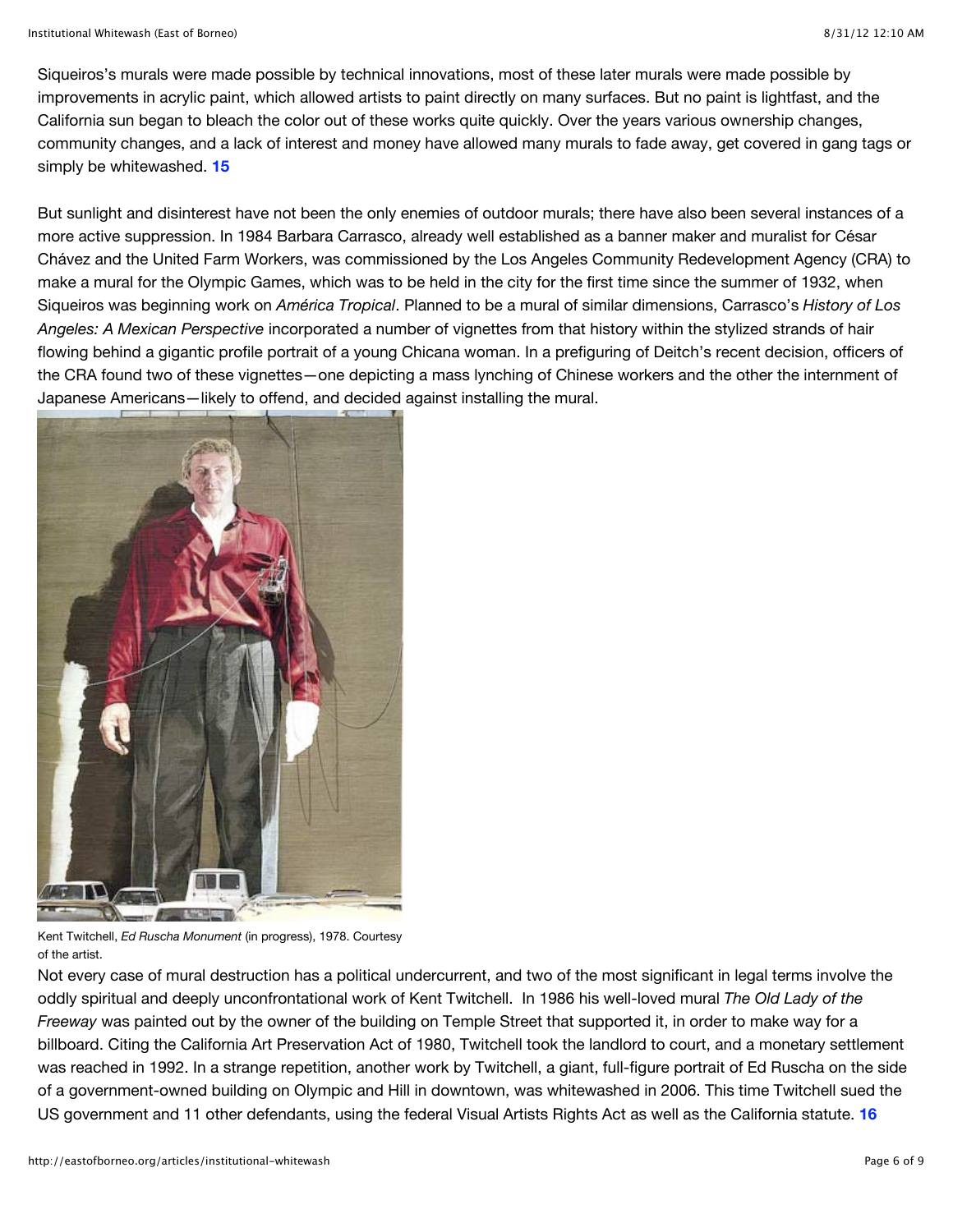Siqueiros's murals were made possible by technical innovations, most of these later murals were made possible by improvements in acrylic paint, which allowed artists to paint directly on many surfaces. But no paint is lightfast, and the California sun began to bleach the color out of these works quite quickly. Over the years various ownership changes, community changes, and a lack of interest and money have allowed many murals to fade away, get covered in gang tags or simply be whitewashed. **15**

But sunlight and disinterest have not been the only enemies of outdoor murals; there have also been several instances of a more active suppression. In 1984 Barbara Carrasco, already well established as a banner maker and muralist for César Chávez and the United Farm Workers, was commissioned by the Los Angeles Community Redevelopment Agency (CRA) to make a mural for the Olympic Games, which was to be held in the city for the first time since the summer of 1932, when Siqueiros was beginning work on *América Tropical*. Planned to be a mural of similar dimensions, Carrasco's *History of Los Angeles: A Mexican Perspective* incorporated a number of vignettes from that history within the stylized strands of hair flowing behind a gigantic profile portrait of a young Chicana woman. In a prefiguring of Deitch's recent decision, officers of the CRA found two of these vignettes—one depicting a mass lynching of Chinese workers and the other the internment of Japanese Americans—likely to offend, and decided against installing the mural.

Kent Twitchell, *Ed Ruscha Monument* (in progress), 1978. Courtesy of the artist.

Not every case of mural destruction has a political undercurrent, and two of the most significant in legal terms involve the oddly spiritual and deeply unconfrontational work of Kent Twitchell. In 1986 his well-loved mural *The Old Lady of the Freeway* was painted out by the owner of the building on Temple Street that supported it, in order to make way for a billboard. Citing the California Art Preservation Act of 1980, Twitchell took the landlord to court, and a monetary settlement was reached in 1992. In a strange repetition, another work by Twitchell, a giant, full-figure portrait of Ed Ruscha on the side of a government-owned building on Olympic and Hill in downtown, was whitewashed in 2006. This time Twitchell sued the US government and 11 other defendants, using the federal Visual Artists Rights Act as well as the California statute. **16**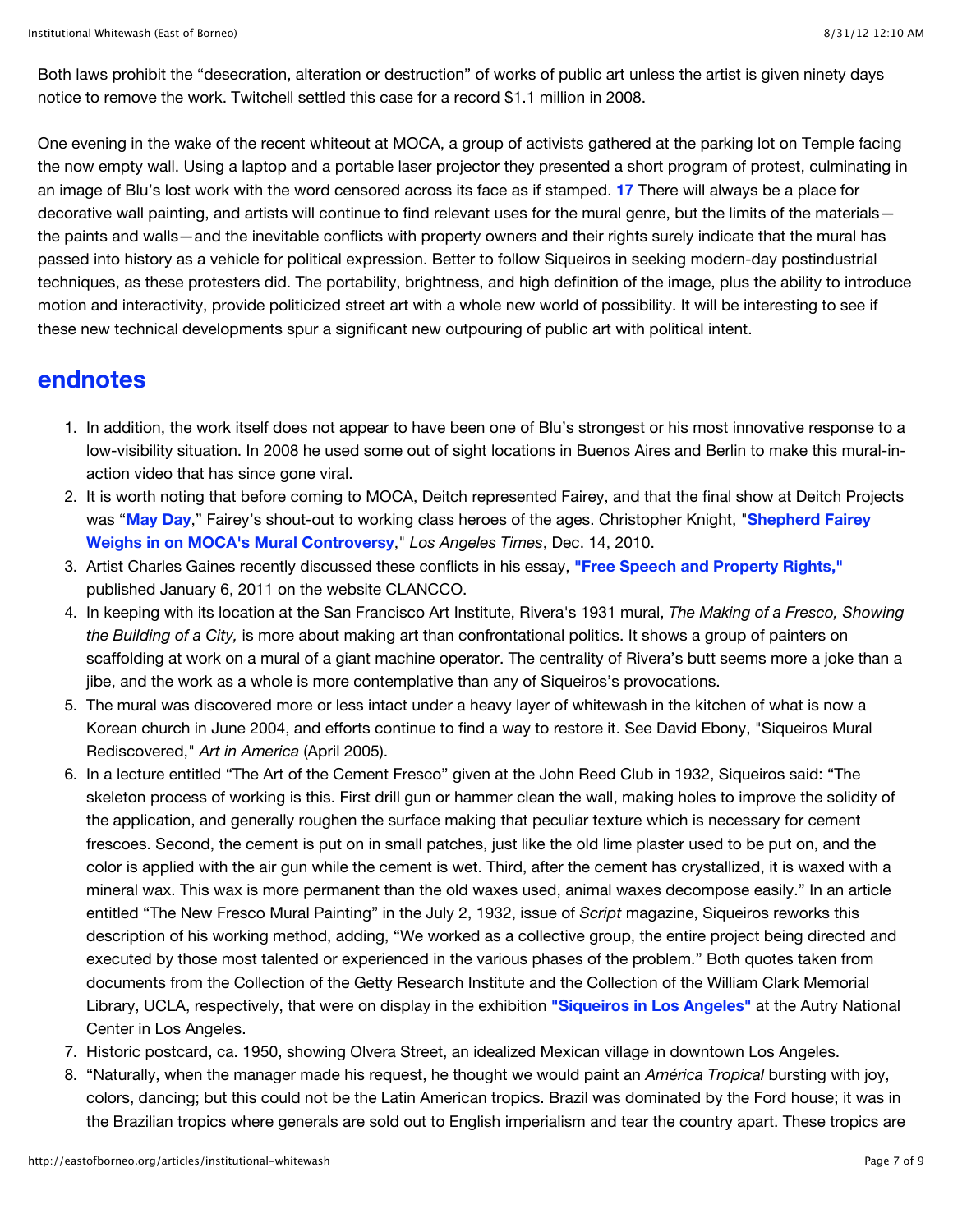Both laws prohibit the "desecration, alteration or destruction" of works of public art unless the artist is given ninety days notice to remove the work. Twitchell settled this case for a record $1.1 million in 2008.

One evening in the wake of the recent whiteout at MOCA, a group of activists gathered at the parking lot on Temple facing the now empty wall. Using a laptop and a portable laser projector they presented a short program of protest, culminating in an image of Blu's lost work with the word censored across its face as if stamped. **17** There will always be a place for decorative wall painting, and artists will continue to find relevant uses for the mural genre, but the limits of the materials—the paints and walls—and the inevitable conflicts with property owners and their rights surely indicate that the mural has passed into history as a vehicle for political expression. Better to follow Siqueiros in seeking modern-day postindustrial techniques, as these protesters did. The portability, brightness, and high definition of the image, plus the ability to introduce motion and interactivity, provide politicized street art with a whole new world of possibility. It will be interesting to see if these new technical developments spur a significant new outpouring of public art with political intent.

## endnotes

1. In addition, the work itself does not appear to have been one of Blu's strongest or his most innovative response to a low-visibility situation. In 2008 he used some out of sight locations in Buenos Aires and Berlin to make this mural-in-action video that has since gone viral.
2. It is worth noting that before coming to MOCA, Deitch represented Fairey, and that the final show at Deitch Projects was "**May Day**," Fairey's shout-out to working class heroes of the ages. Christopher Knight, "**Shepherd Fairey Weighs in on MOCA's Mural Controversy**," *Los Angeles Times*, Dec. 14, 2010.
3. Artist Charles Gaines recently discussed these conflicts in his essay, **"Free Speech and Property Rights,"** published January 6, 2011 on the website CLANCCO.
4. In keeping with its location at the San Francisco Art Institute, Rivera's 1931 mural, *The Making of a Fresco, Showing the Building of a City,* is more about making art than confrontational politics. It shows a group of painters on scaffolding at work on a mural of a giant machine operator. The centrality of Rivera's butt seems more a joke than a jibe, and the work as a whole is more contemplative than any of Siqueiros's provocations.
5. The mural was discovered more or less intact under a heavy layer of whitewash in the kitchen of what is now a Korean church in June 2004, and efforts continue to find a way to restore it. See David Ebony, "Siqueiros Mural Rediscovered," *Art in America* (April 2005).
6. In a lecture entitled "The Art of the Cement Fresco" given at the John Reed Club in 1932, Siqueiros said: "The skeleton process of working is this. First drill gun or hammer clean the wall, making holes to improve the solidity of the application, and generally roughen the surface making that peculiar texture which is necessary for cement frescoes. Second, the cement is put on in small patches, just like the old lime plaster used to be put on, and the color is applied with the air gun while the cement is wet. Third, after the cement has crystallized, it is waxed with a mineral wax. This wax is more permanent than the old waxes used, animal waxes decompose easily." In an article entitled "The New Fresco Mural Painting" in the July 2, 1932, issue of *Script* magazine, Siqueiros reworks this description of his working method, adding, "We worked as a collective group, the entire project being directed and executed by those most talented or experienced in the various phases of the problem." Both quotes taken from documents from the Collection of the Getty Research Institute and the Collection of the William Clark Memorial Library, UCLA, respectively, that were on display in the exhibition **"Siqueiros in Los Angeles"** at the Autry National Center in Los Angeles.
7. Historic postcard, ca. 1950, showing Olvera Street, an idealized Mexican village in downtown Los Angeles.
8. "Naturally, when the manager made his request, he thought we would paint an *América Tropical* bursting with joy, colors, dancing; but this could not be the Latin American tropics. Brazil was dominated by the Ford house; it was in the Brazilian tropics where generals are sold out to English imperialism and tear the country apart. These tropics are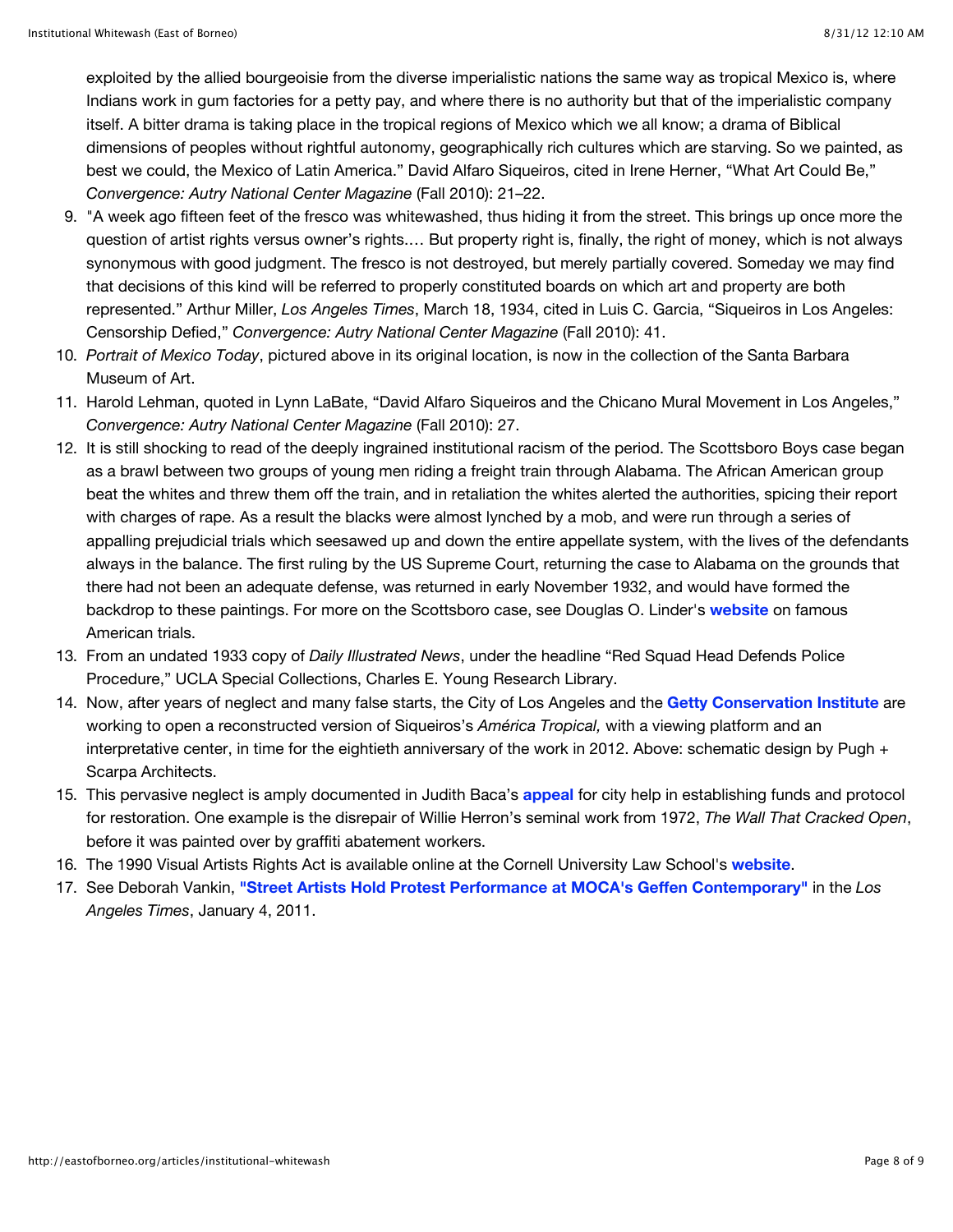exploited by the allied bourgeoisie from the diverse imperialistic nations the same way as tropical Mexico is, where Indians work in gum factories for a petty pay, and where there is no authority but that of the imperialistic company itself. A bitter drama is taking place in the tropical regions of Mexico which we all know; a drama of Biblical dimensions of peoples without rightful autonomy, geographically rich cultures which are starving. So we painted, as best we could, the Mexico of Latin America." David Alfaro Siqueiros, cited in Irene Herner, "What Art Could Be," *Convergence: Autry National Center Magazine* (Fall 2010): 21–22.

9. "A week ago fifteen feet of the fresco was whitewashed, thus hiding it from the street. This brings up once more the question of artist rights versus owner's rights.… But property right is, finally, the right of money, which is not always synonymous with good judgment. The fresco is not destroyed, but merely partially covered. Someday we may find that decisions of this kind will be referred to properly constituted boards on which art and property are both represented." Arthur Miller, *Los Angeles Times*, March 18, 1934, cited in Luis C. Garcia, "Siqueiros in Los Angeles: Censorship Defied," *Convergence: Autry National Center Magazine* (Fall 2010): 41.
10. *Portrait of Mexico Today*, pictured above in its original location, is now in the collection of the Santa Barbara Museum of Art.
11. Harold Lehman, quoted in Lynn LaBate, "David Alfaro Siqueiros and the Chicano Mural Movement in Los Angeles," *Convergence: Autry National Center Magazine* (Fall 2010): 27.
12. It is still shocking to read of the deeply ingrained institutional racism of the period. The Scottsboro Boys case began as a brawl between two groups of young men riding a freight train through Alabama. The African American group beat the whites and threw them off the train, and in retaliation the whites alerted the authorities, spicing their report with charges of rape. As a result the blacks were almost lynched by a mob, and were run through a series of appalling prejudicial trials which seesawed up and down the entire appellate system, with the lives of the defendants always in the balance. The first ruling by the US Supreme Court, returning the case to Alabama on the grounds that there had not been an adequate defense, was returned in early November 1932, and would have formed the backdrop to these paintings. For more on the Scottsboro case, see Douglas O. Linder's **website** on famous American trials.
13. From an undated 1933 copy of *Daily Illustrated News*, under the headline "Red Squad Head Defends Police Procedure," UCLA Special Collections, Charles E. Young Research Library.
14. Now, after years of neglect and many false starts, the City of Los Angeles and the **Getty Conservation Institute** are working to open a reconstructed version of Siqueiros's *América Tropical,* with a viewing platform and an interpretative center, in time for the eightieth anniversary of the work in 2012. Above: schematic design by Pugh + Scarpa Architects.
15. This pervasive neglect is amply documented in Judith Baca's **appeal** for city help in establishing funds and protocol for restoration. One example is the disrepair of Willie Herron's seminal work from 1972, *The Wall That Cracked Open*, before it was painted over by graffiti abatement workers.
16. The 1990 Visual Artists Rights Act is available online at the Cornell University Law School's **website**.
17. See Deborah Vankin, **"Street Artists Hold Protest Performance at MOCA's Geffen Contemporary"** in the *Los Angeles Times*, January 4, 2011.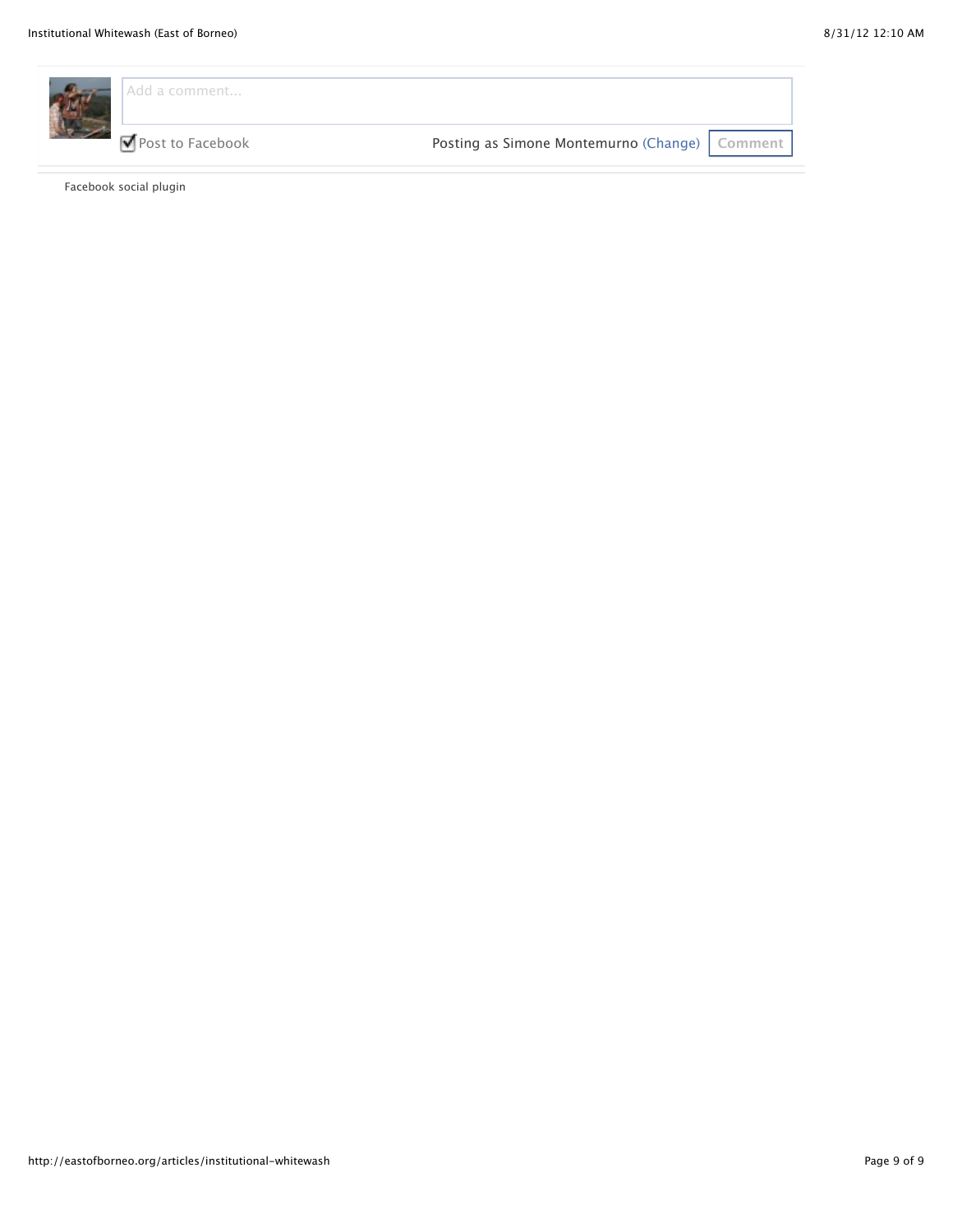Add a comment...

Post to Facebook

Posting as Simone Montemurno (Change) Comment

Facebook social plugin